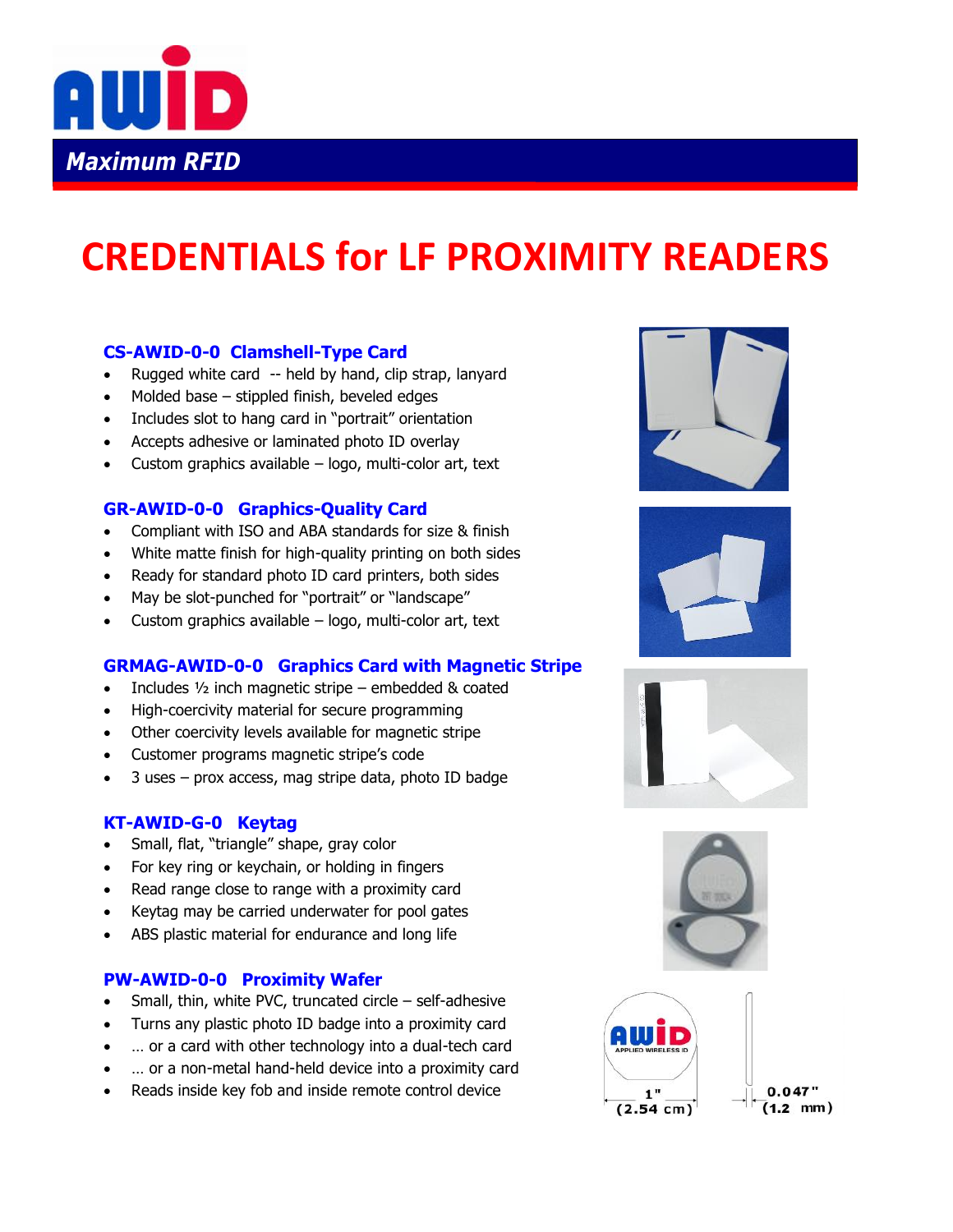AWID

*Maximum RFID*

# CREDENTIALS for LF PROXIMITY READERS

### CS-AWID-0-0 Clamshell-Type Card

- Rugged white card -- held by hand, clip strap, lanyard
- Molded base – stippled finish, beveled edges
- Includes slot to hang card in "portrait" orientation
- Accepts adhesive or laminated photo ID overlay
- Custom graphics available – logo, multi-color art, text

### GR-AWID-0-0 Graphics-Quality Card

- Compliant with ISO and ABA standards for size & finish
- White matte finish for high-quality printing on both sides
- Ready for standard photo ID card printers, both sides
- May be slot-punched for "portrait" or "landscape"
- Custom graphics available – logo, multi-color art, text

### GRMAG-AWID-0-0 Graphics Card with Magnetic Stripe

- Includes ½ inch magnetic stripe – embedded & coated
- High-coercivity material for secure programming
- Other coercivity levels available for magnetic stripe
- Customer programs magnetic stripe's code
- 3 uses – prox access, mag stripe data, photo ID badge

### KT-AWID-G-0 Keytag

- Small, flat, "triangle" shape, gray color
- For key ring or keychain, or holding in fingers
- Read range close to range with a proximity card
- Keytag may be carried underwater for pool gates
- ABS plastic material for endurance and long life

### PW-AWID-0-0 Proximity Wafer

- Small, thin, white PVC, truncated circle – self-adhesive
- Turns any plastic photo ID badge into a proximity card
- … or a card with other technology into a dual-tech card
- … or a non-metal hand-held device into a proximity card
- Reads inside key fob and inside remote control device

AWID APPLIED WIRELESS ID

1" (2.54 cm)

0.047" (1.2 mm)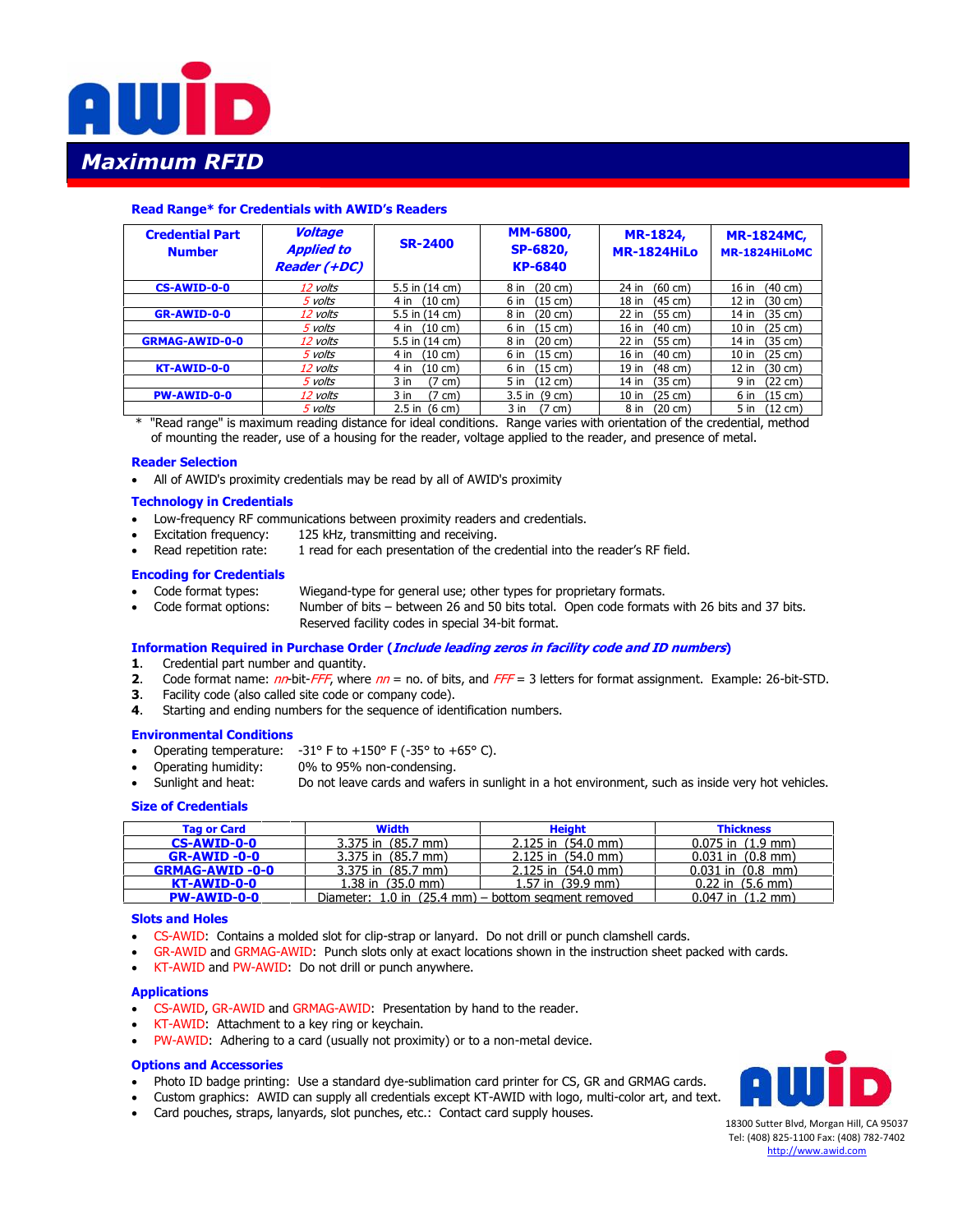# Maximum RFID

### Read Range* for Credentials with AWID's Readers

| Credential Part Number | Voltage Applied to Reader (+DC) | SR-2400 | MM-6800, SP-6820, KP-6840 | MR-1824, MR-1824HiLo | MR-1824MC, MR-1824HiLoMC |
|---|---|---|---|---|---|
| CS-AWID-0-0 | 12 volts | 5.5 in (14 cm) | 8 in (20 cm) | 24 in (60 cm) | 16 in (40 cm) |
| | 5 volts | 4 in (10 cm) | 6 in (15 cm) | 18 in (45 cm) | 12 in (30 cm) |
| GR-AWID-0-0 | 12 volts | 5.5 in (14 cm) | 8 in (20 cm) | 22 in (55 cm) | 14 in (35 cm) |
| | 5 volts | 4 in (10 cm) | 6 in (15 cm) | 16 in (40 cm) | 10 in (25 cm) |
| GRMAG-AWID-0-0 | 12 volts | 5.5 in (14 cm) | 8 in (20 cm) | 22 in (55 cm) | 14 in (35 cm) |
| | 5 volts | 4 in (10 cm) | 6 in (15 cm) | 16 in (40 cm) | 10 in (25 cm) |
| KT-AWID-0-0 | 12 volts | 4 in (10 cm) | 6 in (15 cm) | 19 in (48 cm) | 12 in (30 cm) |
| | 5 volts | 3 in (7 cm) | 5 in (12 cm) | 14 in (35 cm) | 9 in (22 cm) |
| PW-AWID-0-0 | 12 volts | 3 in (7 cm) | 3.5 in (9 cm) | 10 in (25 cm) | 6 in (15 cm) |
| | 5 volts | 2.5 in (6 cm) | 3 in (7 cm) | 8 in (20 cm) | 5 in (12 cm) |

* "Read range" is maximum reading distance for ideal conditions. Range varies with orientation of the credential, method of mounting the reader, use of a housing for the reader, voltage applied to the reader, and presence of metal.

### Reader Selection

- All of AWID's proximity credentials may be read by all of AWID's proximity

### Technology in Credentials

- Low-frequency RF communications between proximity readers and credentials.
- Excitation frequency: 125 kHz, transmitting and receiving.
- Read repetition rate: 1 read for each presentation of the credential into the reader's RF field.

### Encoding for Credentials

- Code format types: Wiegand-type for general use; other types for proprietary formats.
- Code format options: Number of bits – between 26 and 50 bits total. Open code formats with 26 bits and 37 bits. Reserved facility codes in special 34-bit format.

### Information Required in Purchase Order (*Include leading zeros in facility code and ID numbers*)

1. Credential part number and quantity.
2. Code format name: *nn*-bit-*FFF*, where *nn* = no. of bits, and *FFF* = 3 letters for format assignment. Example: 26-bit-STD.
3. Facility code (also called site code or company code).
4. Starting and ending numbers for the sequence of identification numbers.

### Environmental Conditions

- Operating temperature: -31° F to +150° F (-35° to +65° C).
- Operating humidity: 0% to 95% non-condensing.
- Sunlight and heat: Do not leave cards and wafers in sunlight in a hot environment, such as inside very hot vehicles.

### Size of Credentials

| Tag or Card | Width | Height | Thickness |
|---|---|---|---|
| CS-AWID-0-0 | 3.375 in (85.7 mm) | 2.125 in (54.0 mm) | 0.075 in (1.9 mm) |
| GR-AWID -0-0 | 3.375 in (85.7 mm) | 2.125 in (54.0 mm) | 0.031 in (0.8 mm) |
| GRMAG-AWID -0-0 | 3.375 in (85.7 mm) | 2.125 in (54.0 mm) | 0.031 in (0.8 mm) |
| KT-AWID-0-0 | 1.38 in (35.0 mm) | 1.57 in (39.9 mm) | 0.22 in (5.6 mm) |
| PW-AWID-0-0 | Diameter: 1.0 in (25.4 mm) – bottom segment removed | | 0.047 in (1.2 mm) |

### Slots and Holes

- CS-AWID: Contains a molded slot for clip-strap or lanyard. Do not drill or punch clamshell cards.
- GR-AWID and GRMAG-AWID: Punch slots only at exact locations shown in the instruction sheet packed with cards.
- KT-AWID and PW-AWID: Do not drill or punch anywhere.

### Applications

- CS-AWID, GR-AWID and GRMAG-AWID: Presentation by hand to the reader.
- KT-AWID: Attachment to a key ring or keychain.
- PW-AWID: Adhering to a card (usually not proximity) or to a non-metal device.

### Options and Accessories

- Photo ID badge printing: Use a standard dye-sublimation card printer for CS, GR and GRMAG cards.
- Custom graphics: AWID can supply all credentials except KT-AWID with logo, multi-color art, and text.
- Card pouches, straps, lanyards, slot punches, etc.: Contact card supply houses.

AWID
18300 Sutter Blvd, Morgan Hill, CA 95037
Tel: (408) 825-1100 Fax: (408) 782-7402
http://www.awid.com